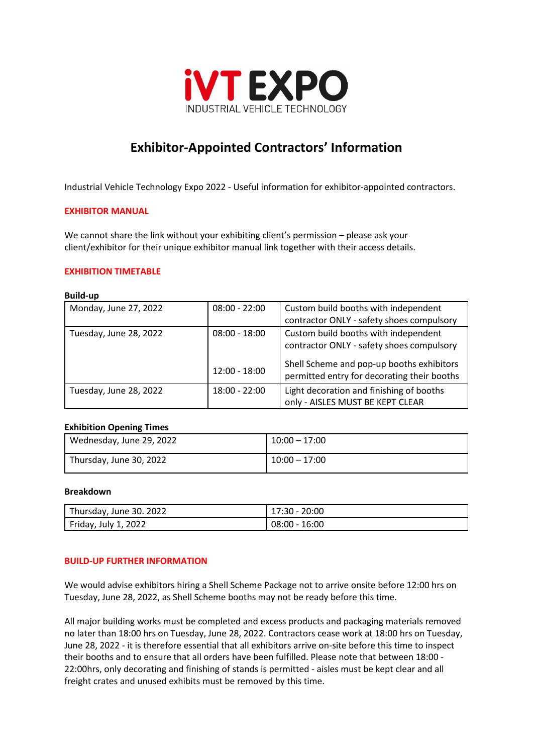# iVT EXPO

INDUSTRIAL VEHICLE TECHNOLOGY

## Exhibitor-Appointed Contractors' Information

Industrial Vehicle Technology Expo 2022 - Useful information for exhibitor-appointed contractors.

### EXHIBITOR MANUAL

We cannot share the link without your exhibiting client's permission – please ask your client/exhibitor for their unique exhibitor manual link together with their access details.

### EXHIBITION TIMETABLE

**Build-up**

| | | |
|---|---|---|
| Monday, June 27, 2022 | 08:00 - 22:00 | Custom build booths with independent contractor ONLY - safety shoes compulsory |
| Tuesday, June 28, 2022 | 08:00 - 18:00 | Custom build booths with independent contractor ONLY - safety shoes compulsory |
| | 12:00 - 18:00 | Shell Scheme and pop-up booths exhibitors permitted entry for decorating their booths |
| Tuesday, June 28, 2022 | 18:00 - 22:00 | Light decoration and finishing of booths only - AISLES MUST BE KEPT CLEAR |

**Exhibition Opening Times**

| | |
|---|---|
| Wednesday, June 29, 2022 | 10:00 – 17:00 |
| Thursday, June 30, 2022 | 10:00 – 17:00 |

**Breakdown**

| | |
|---|---|
| Thursday, June 30. 2022 | 17:30 - 20:00 |
| Friday, July 1, 2022 | 08:00 - 16:00 |

### BUILD-UP FURTHER INFORMATION

We would advise exhibitors hiring a Shell Scheme Package not to arrive onsite before 12:00 hrs on Tuesday, June 28, 2022, as Shell Scheme booths may not be ready before this time.

All major building works must be completed and excess products and packaging materials removed no later than 18:00 hrs on Tuesday, June 28, 2022. Contractors cease work at 18:00 hrs on Tuesday, June 28, 2022 - it is therefore essential that all exhibitors arrive on-site before this time to inspect their booths and to ensure that all orders have been fulfilled. Please note that between 18:00 - 22:00hrs, only decorating and finishing of stands is permitted - aisles must be kept clear and all freight crates and unused exhibits must be removed by this time.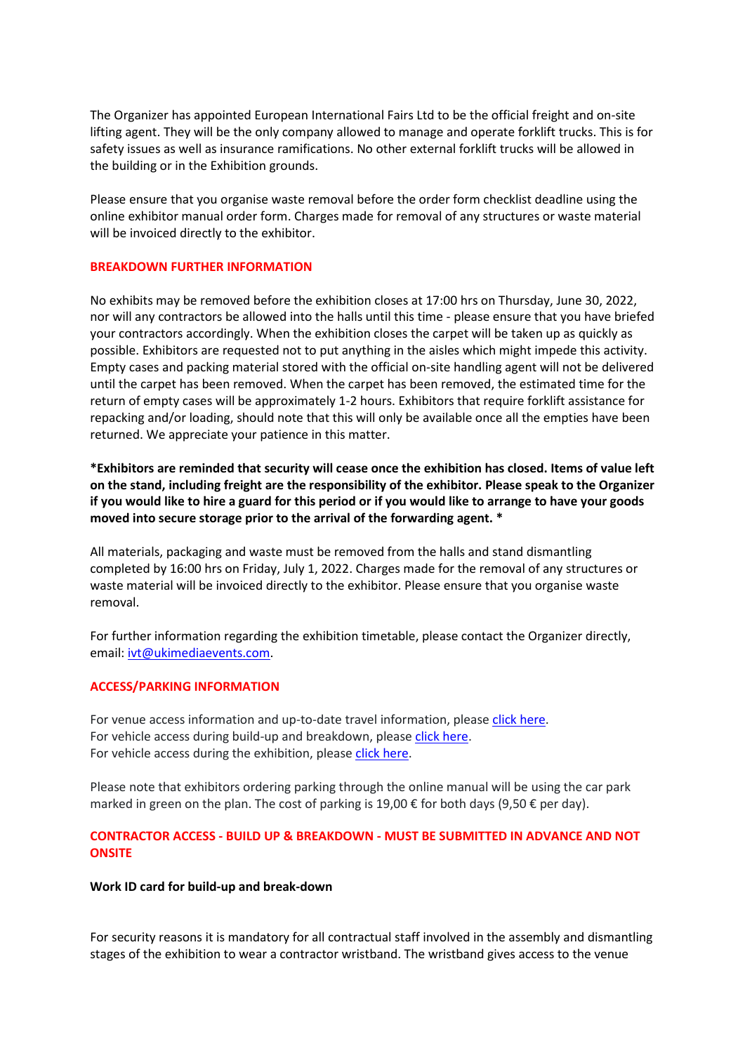The Organizer has appointed European International Fairs Ltd to be the official freight and on-site lifting agent. They will be the only company allowed to manage and operate forklift trucks. This is for safety issues as well as insurance ramifications. No other external forklift trucks will be allowed in the building or in the Exhibition grounds.

Please ensure that you organise waste removal before the order form checklist deadline using the online exhibitor manual order form. Charges made for removal of any structures or waste material will be invoiced directly to the exhibitor.

## BREAKDOWN FURTHER INFORMATION

No exhibits may be removed before the exhibition closes at 17:00 hrs on Thursday, June 30, 2022, nor will any contractors be allowed into the halls until this time - please ensure that you have briefed your contractors accordingly. When the exhibition closes the carpet will be taken up as quickly as possible. Exhibitors are requested not to put anything in the aisles which might impede this activity. Empty cases and packing material stored with the official on-site handling agent will not be delivered until the carpet has been removed. When the carpet has been removed, the estimated time for the return of empty cases will be approximately 1-2 hours. Exhibitors that require forklift assistance for repacking and/or loading, should note that this will only be available once all the empties have been returned. We appreciate your patience in this matter.

**\*Exhibitors are reminded that security will cease once the exhibition has closed. Items of value left on the stand, including freight are the responsibility of the exhibitor. Please speak to the Organizer if you would like to hire a guard for this period or if you would like to arrange to have your goods moved into secure storage prior to the arrival of the forwarding agent. \***

All materials, packaging and waste must be removed from the halls and stand dismantling completed by 16:00 hrs on Friday, July 1, 2022. Charges made for the removal of any structures or waste material will be invoiced directly to the exhibitor. Please ensure that you organise waste removal.

For further information regarding the exhibition timetable, please contact the Organizer directly, email: ivt@ukimediaevents.com.

## ACCESS/PARKING INFORMATION

For venue access information and up-to-date travel information, please click here.
For vehicle access during build-up and breakdown, please click here.
For vehicle access during the exhibition, please click here.

Please note that exhibitors ordering parking through the online manual will be using the car park marked in green on the plan. The cost of parking is 19,00 € for both days (9,50 € per day).

## CONTRACTOR ACCESS - BUILD UP & BREAKDOWN - MUST BE SUBMITTED IN ADVANCE AND NOT ONSITE

**Work ID card for build-up and break-down**

For security reasons it is mandatory for all contractual staff involved in the assembly and dismantling stages of the exhibition to wear a contractor wristband. The wristband gives access to the venue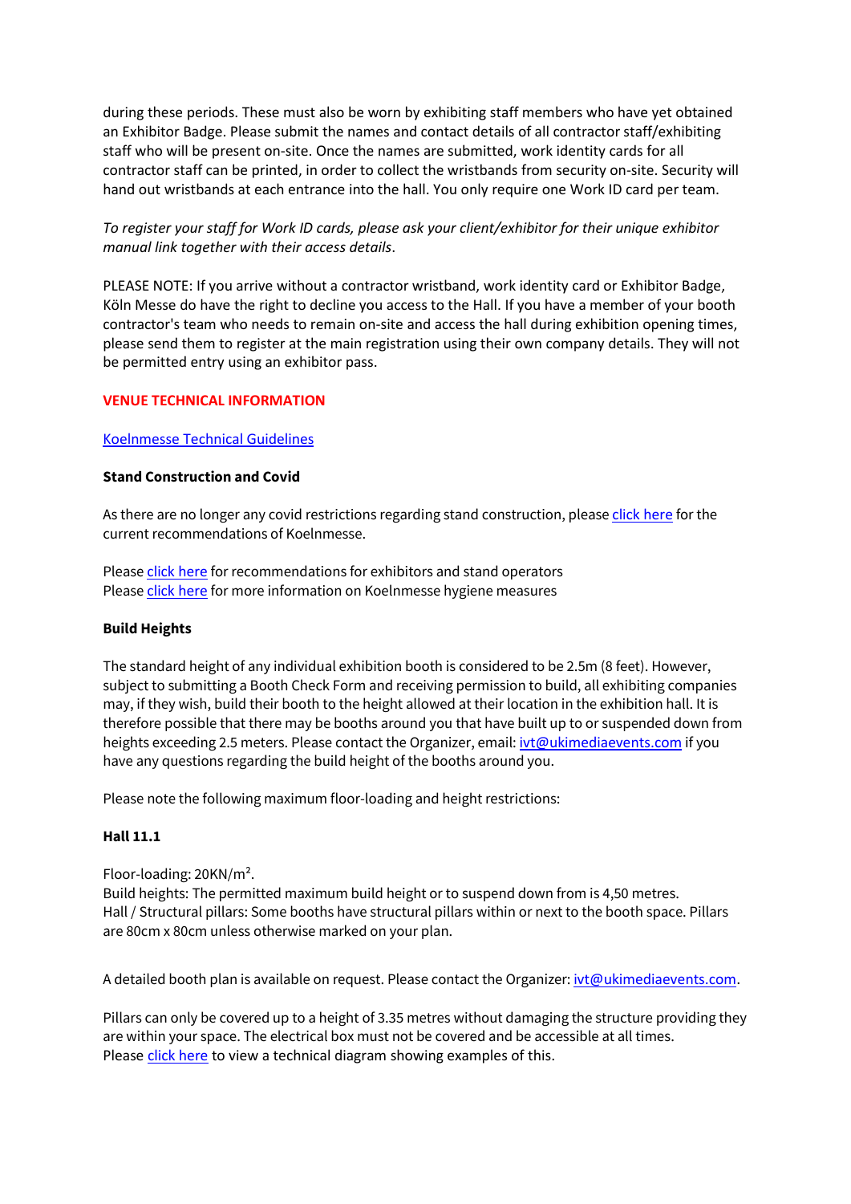during these periods. These must also be worn by exhibiting staff members who have yet obtained an Exhibitor Badge. Please submit the names and contact details of all contractor staff/exhibiting staff who will be present on-site. Once the names are submitted, work identity cards for all contractor staff can be printed, in order to collect the wristbands from security on-site. Security will hand out wristbands at each entrance into the hall. You only require one Work ID card per team.

*To register your staff for Work ID cards, please ask your client/exhibitor for their unique exhibitor manual link together with their access details*.

PLEASE NOTE: If you arrive without a contractor wristband, work identity card or Exhibitor Badge, Köln Messe do have the right to decline you access to the Hall. If you have a member of your booth contractor's team who needs to remain on-site and access the hall during exhibition opening times, please send them to register at the main registration using their own company details. They will not be permitted entry using an exhibitor pass.

## VENUE TECHNICAL INFORMATION

Koelnmesse Technical Guidelines

### Stand Construction and Covid

As there are no longer any covid restrictions regarding stand construction, please click here for the current recommendations of Koelnmesse.

Please click here for recommendations for exhibitors and stand operators
Please click here for more information on Koelnmesse hygiene measures

### Build Heights

The standard height of any individual exhibition booth is considered to be 2.5m (8 feet). However, subject to submitting a Booth Check Form and receiving permission to build, all exhibiting companies may, if they wish, build their booth to the height allowed at their location in the exhibition hall. It is therefore possible that there may be booths around you that have built up to or suspended down from heights exceeding 2.5 meters. Please contact the Organizer, email: ivt@ukimediaevents.com if you have any questions regarding the build height of the booths around you.

Please note the following maximum floor-loading and height restrictions:

### Hall 11.1

Floor-loading: 20KN/m².
Build heights: The permitted maximum build height or to suspend down from is 4,50 metres.
Hall / Structural pillars: Some booths have structural pillars within or next to the booth space. Pillars are 80cm x 80cm unless otherwise marked on your plan.

A detailed booth plan is available on request. Please contact the Organizer: ivt@ukimediaevents.com.

Pillars can only be covered up to a height of 3.35 metres without damaging the structure providing they are within your space. The electrical box must not be covered and be accessible at all times.
Please click here to view a technical diagram showing examples of this.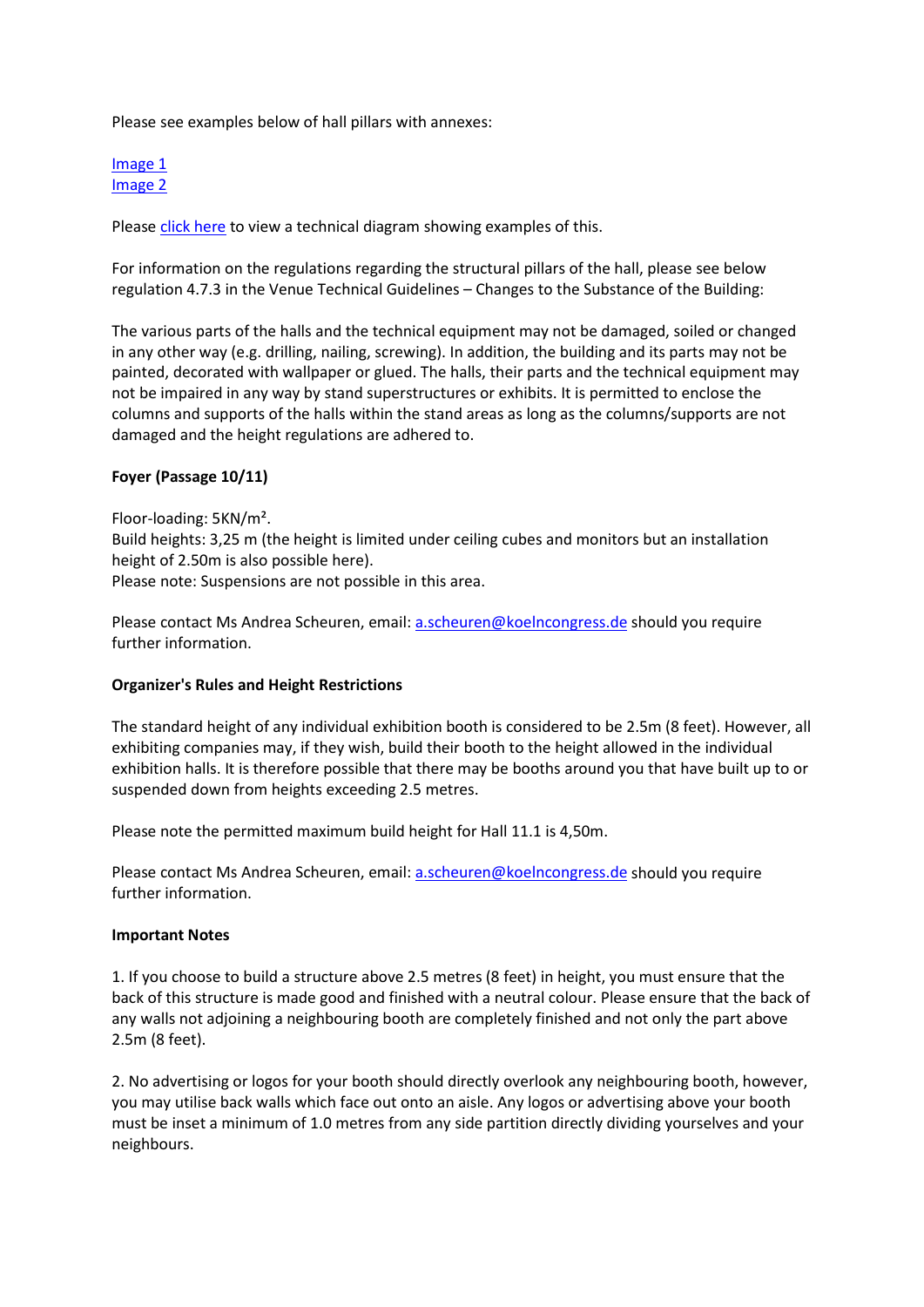Please see examples below of hall pillars with annexes:

[Image 1](#)
[Image 2](#)

Please [click here](#) to view a technical diagram showing examples of this.

For information on the regulations regarding the structural pillars of the hall, please see below regulation 4.7.3 in the Venue Technical Guidelines – Changes to the Substance of the Building:

The various parts of the halls and the technical equipment may not be damaged, soiled or changed in any other way (e.g. drilling, nailing, screwing). In addition, the building and its parts may not be painted, decorated with wallpaper or glued. The halls, their parts and the technical equipment may not be impaired in any way by stand superstructures or exhibits. It is permitted to enclose the columns and supports of the halls within the stand areas as long as the columns/supports are not damaged and the height regulations are adhered to.

**Foyer (Passage 10/11)**

Floor-loading: 5KN/m².
Build heights: 3,25 m (the height is limited under ceiling cubes and monitors but an installation height of 2.50m is also possible here).
Please note: Suspensions are not possible in this area.

Please contact Ms Andrea Scheuren, email: [a.scheuren@koelncongress.de](mailto:a.scheuren@koelncongress.de) should you require further information.

**Organizer's Rules and Height Restrictions**

The standard height of any individual exhibition booth is considered to be 2.5m (8 feet). However, all exhibiting companies may, if they wish, build their booth to the height allowed in the individual exhibition halls. It is therefore possible that there may be booths around you that have built up to or suspended down from heights exceeding 2.5 metres.

Please note the permitted maximum build height for Hall 11.1 is 4,50m.

Please contact Ms Andrea Scheuren, email: [a.scheuren@koelncongress.de](mailto:a.scheuren@koelncongress.de) should you require further information.

**Important Notes**

1. If you choose to build a structure above 2.5 metres (8 feet) in height, you must ensure that the back of this structure is made good and finished with a neutral colour. Please ensure that the back of any walls not adjoining a neighbouring booth are completely finished and not only the part above 2.5m (8 feet).

2. No advertising or logos for your booth should directly overlook any neighbouring booth, however, you may utilise back walls which face out onto an aisle. Any logos or advertising above your booth must be inset a minimum of 1.0 metres from any side partition directly dividing yourselves and your neighbours.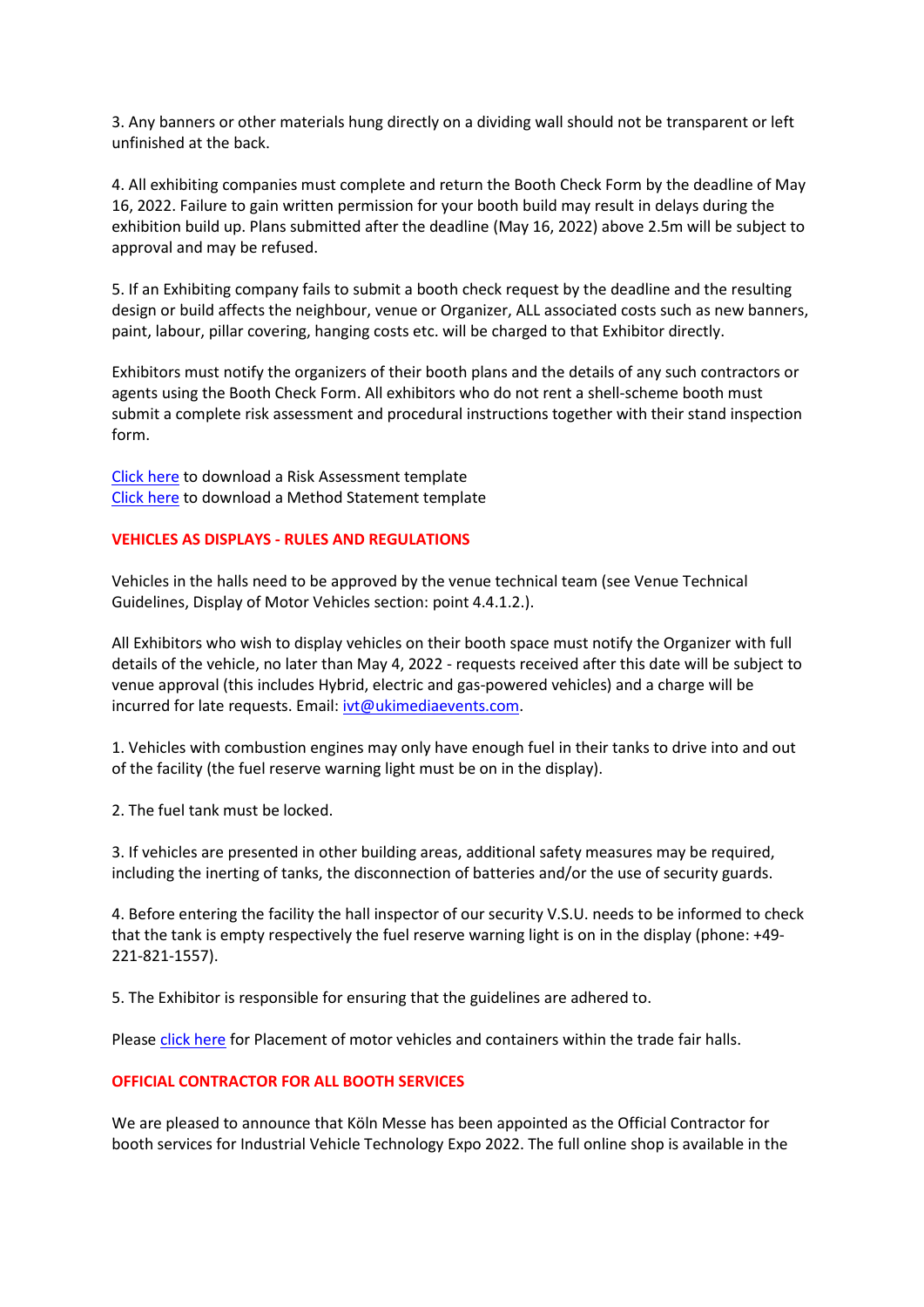3. Any banners or other materials hung directly on a dividing wall should not be transparent or left unfinished at the back.

4. All exhibiting companies must complete and return the Booth Check Form by the deadline of May 16, 2022. Failure to gain written permission for your booth build may result in delays during the exhibition build up. Plans submitted after the deadline (May 16, 2022) above 2.5m will be subject to approval and may be refused.

5. If an Exhibiting company fails to submit a booth check request by the deadline and the resulting design or build affects the neighbour, venue or Organizer, ALL associated costs such as new banners, paint, labour, pillar covering, hanging costs etc. will be charged to that Exhibitor directly.

Exhibitors must notify the organizers of their booth plans and the details of any such contractors or agents using the Booth Check Form. All exhibitors who do not rent a shell-scheme booth must submit a complete risk assessment and procedural instructions together with their stand inspection form.

[Click here](#) to download a Risk Assessment template
[Click here](#) to download a Method Statement template

## VEHICLES AS DISPLAYS - RULES AND REGULATIONS

Vehicles in the halls need to be approved by the venue technical team (see Venue Technical Guidelines, Display of Motor Vehicles section: point 4.4.1.2.).

All Exhibitors who wish to display vehicles on their booth space must notify the Organizer with full details of the vehicle, no later than May 4, 2022 - requests received after this date will be subject to venue approval (this includes Hybrid, electric and gas-powered vehicles) and a charge will be incurred for late requests. Email: [ivt@ukimediaevents.com](mailto:ivt@ukimediaevents.com).

1. Vehicles with combustion engines may only have enough fuel in their tanks to drive into and out of the facility (the fuel reserve warning light must be on in the display).

2. The fuel tank must be locked.

3. If vehicles are presented in other building areas, additional safety measures may be required, including the inerting of tanks, the disconnection of batteries and/or the use of security guards.

4. Before entering the facility the hall inspector of our security V.S.U. needs to be informed to check that the tank is empty respectively the fuel reserve warning light is on in the display (phone: +49-221-821-1557).

5. The Exhibitor is responsible for ensuring that the guidelines are adhered to.

Please [click here](#) for Placement of motor vehicles and containers within the trade fair halls.

## OFFICIAL CONTRACTOR FOR ALL BOOTH SERVICES

We are pleased to announce that Köln Messe has been appointed as the Official Contractor for booth services for Industrial Vehicle Technology Expo 2022. The full online shop is available in the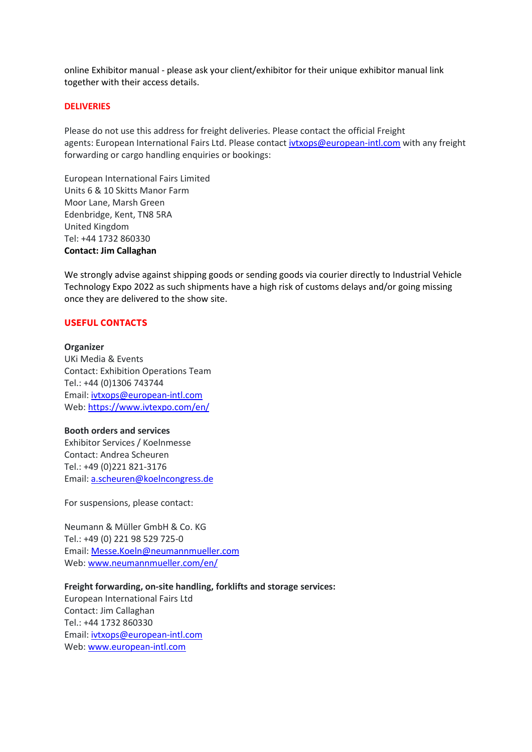online Exhibitor manual - please ask your client/exhibitor for their unique exhibitor manual link together with their access details.

## DELIVERIES

Please do not use this address for freight deliveries. Please contact the official Freight agents: European International Fairs Ltd. Please contact ivtxops@european-intl.com with any freight forwarding or cargo handling enquiries or bookings:

European International Fairs Limited  
Units 6 & 10 Skitts Manor Farm  
Moor Lane, Marsh Green  
Edenbridge, Kent, TN8 5RA  
United Kingdom  
Tel: +44 1732 860330  
**Contact: Jim Callaghan**

We strongly advise against shipping goods or sending goods via courier directly to Industrial Vehicle Technology Expo 2022 as such shipments have a high risk of customs delays and/or going missing once they are delivered to the show site.

## USEFUL CONTACTS

**Organizer**  
UKi Media & Events  
Contact: Exhibition Operations Team  
Tel.: +44 (0)1306 743744  
Email: ivtxops@european-intl.com  
Web: https://www.ivtexpo.com/en/

**Booth orders and services**  
Exhibitor Services / Koelnmesse  
Contact: Andrea Scheuren  
Tel.: +49 (0)221 821-3176  
Email: a.scheuren@koelncongress.de

For suspensions, please contact:

Neumann & Müller GmbH & Co. KG  
Tel.: +49 (0) 221 98 529 725-0  
Email: Messe.Koeln@neumannmueller.com  
Web: www.neumannmueller.com/en/

**Freight forwarding, on-site handling, forklifts and storage services:**  
European International Fairs Ltd  
Contact: Jim Callaghan  
Tel.: +44 1732 860330  
Email: ivtxops@european-intl.com  
Web: www.european-intl.com